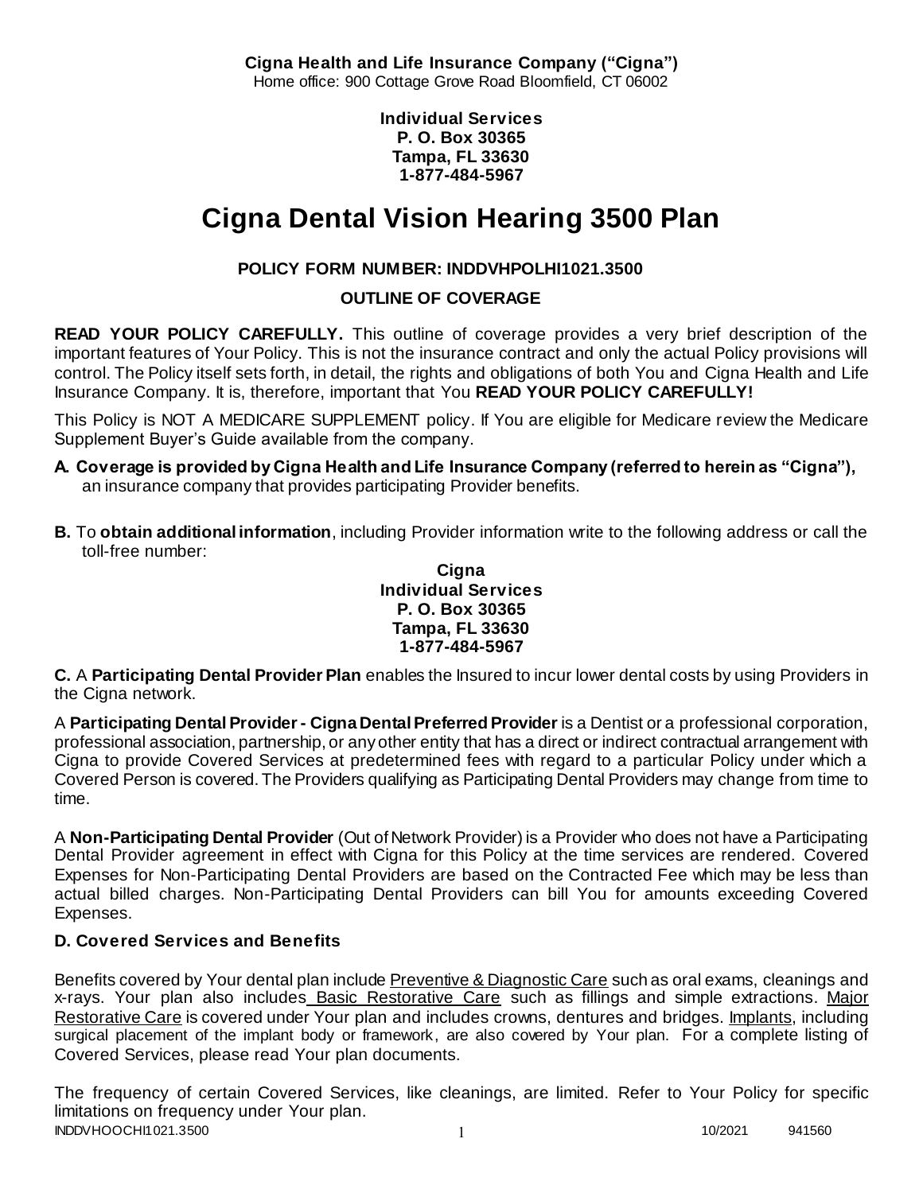**Cigna Health and Life Insurance Company ("Cigna")**
Home office: 900 Cottage Grove Road Bloomfield, CT 06002

**Individual Services**
**P. O. Box 30365**
**Tampa, FL 33630**
**1-877-484-5967**

# Cigna Dental Vision Hearing 3500 Plan

**POLICY FORM NUMBER: INDDVHPOLHI1021.3500**

**OUTLINE OF COVERAGE**

**READ YOUR POLICY CAREFULLY.** This outline of coverage provides a very brief description of the important features of Your Policy. This is not the insurance contract and only the actual Policy provisions will control. The Policy itself sets forth, in detail, the rights and obligations of both You and Cigna Health and Life Insurance Company. It is, therefore, important that You **READ YOUR POLICY CAREFULLY!**

This Policy is NOT A MEDICARE SUPPLEMENT policy. If You are eligible for Medicare review the Medicare Supplement Buyer's Guide available from the company.

**A. Coverage is provided by Cigna Health and Life Insurance Company (referred to herein as "Cigna"),** an insurance company that provides participating Provider benefits.

**B.** To **obtain additional information**, including Provider information write to the following address or call the toll-free number:

**Cigna**
**Individual Services**
**P. O. Box 30365**
**Tampa, FL 33630**
**1-877-484-5967**

**C.** A **Participating Dental Provider Plan** enables the Insured to incur lower dental costs by using Providers in the Cigna network.

A **Participating Dental Provider - Cigna Dental Preferred Provider** is a Dentist or a professional corporation, professional association, partnership, or any other entity that has a direct or indirect contractual arrangement with Cigna to provide Covered Services at predetermined fees with regard to a particular Policy under which a Covered Person is covered. The Providers qualifying as Participating Dental Providers may change from time to time.

A **Non-Participating Dental Provider** (Out of Network Provider) is a Provider who does not have a Participating Dental Provider agreement in effect with Cigna for this Policy at the time services are rendered. Covered Expenses for Non-Participating Dental Providers are based on the Contracted Fee which may be less than actual billed charges. Non-Participating Dental Providers can bill You for amounts exceeding Covered Expenses.

### D. Covered Services and Benefits

Benefits covered by Your dental plan include Preventive & Diagnostic Care such as oral exams, cleanings and x-rays. Your plan also includes Basic Restorative Care such as fillings and simple extractions. Major Restorative Care is covered under Your plan and includes crowns, dentures and bridges. Implants, including surgical placement of the implant body or framework, are also covered by Your plan. For a complete listing of Covered Services, please read Your plan documents.

The frequency of certain Covered Services, like cleanings, are limited. Refer to Your Policy for specific limitations on frequency under Your plan.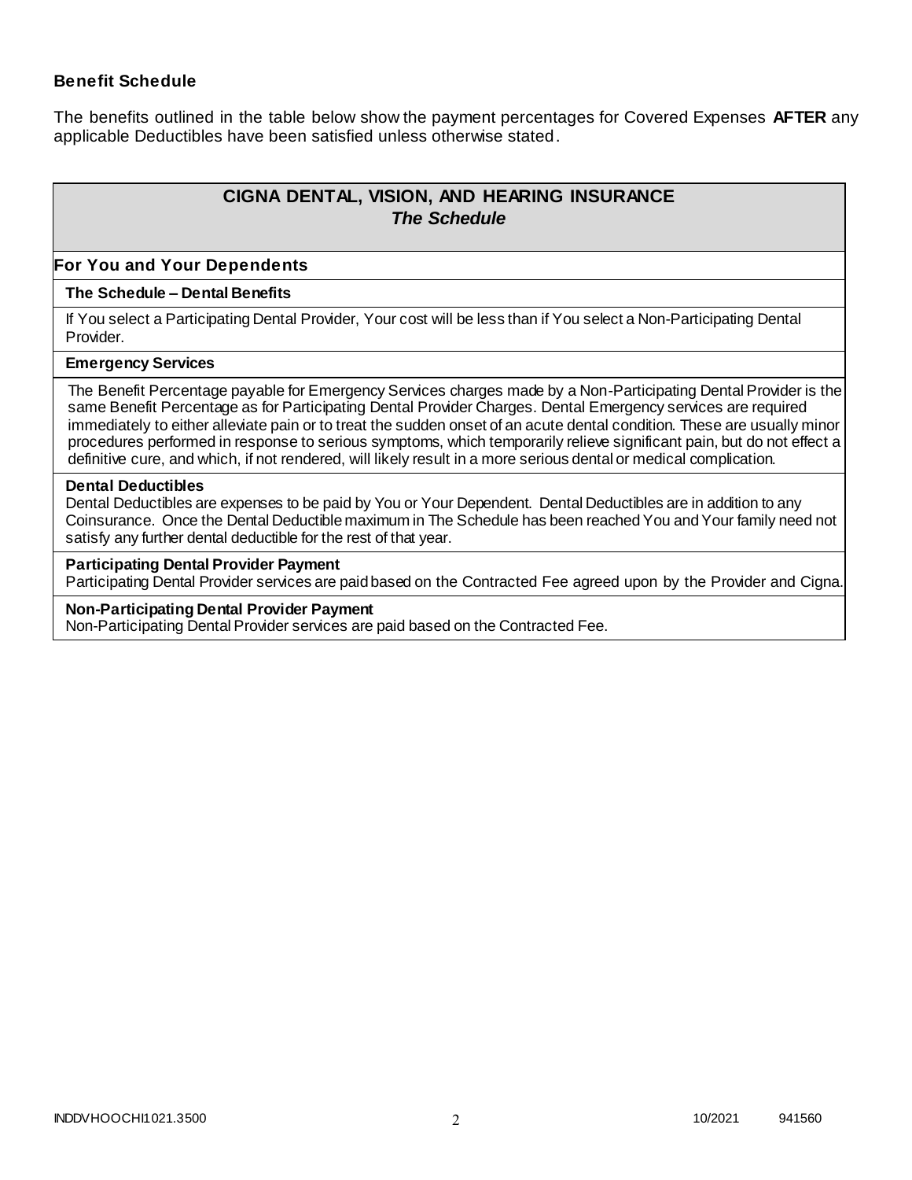### Benefit Schedule

The benefits outlined in the table below show the payment percentages for Covered Expenses **AFTER** any applicable Deductibles have been satisfied unless otherwise stated.

| **CIGNA DENTAL, VISION, AND HEARING INSURANCE** ***The Schedule*** |
|---|
| **For You and Your Dependents** |
| **The Schedule – Dental Benefits** |
| If You select a Participating Dental Provider, Your cost will be less than if You select a Non-Participating Dental Provider. |
| **Emergency Services** |
| The Benefit Percentage payable for Emergency Services charges made by a Non-Participating Dental Provider is the same Benefit Percentage as for Participating Dental Provider Charges. Dental Emergency services are required immediately to either alleviate pain or to treat the sudden onset of an acute dental condition. These are usually minor procedures performed in response to serious symptoms, which temporarily relieve significant pain, but do not effect a definitive cure, and which, if not rendered, will likely result in a more serious dental or medical complication. |
| **Dental Deductibles** Dental Deductibles are expenses to be paid by You or Your Dependent. Dental Deductibles are in addition to any Coinsurance. Once the Dental Deductible maximum in The Schedule has been reached You and Your family need not satisfy any further dental deductible for the rest of that year. |
| **Participating Dental Provider Payment** Participating Dental Provider services are paid based on the Contracted Fee agreed upon by the Provider and Cigna. |
| **Non-Participating Dental Provider Payment** Non-Participating Dental Provider services are paid based on the Contracted Fee. |

INDDVHOOCHI1021.3500 10/2021 941560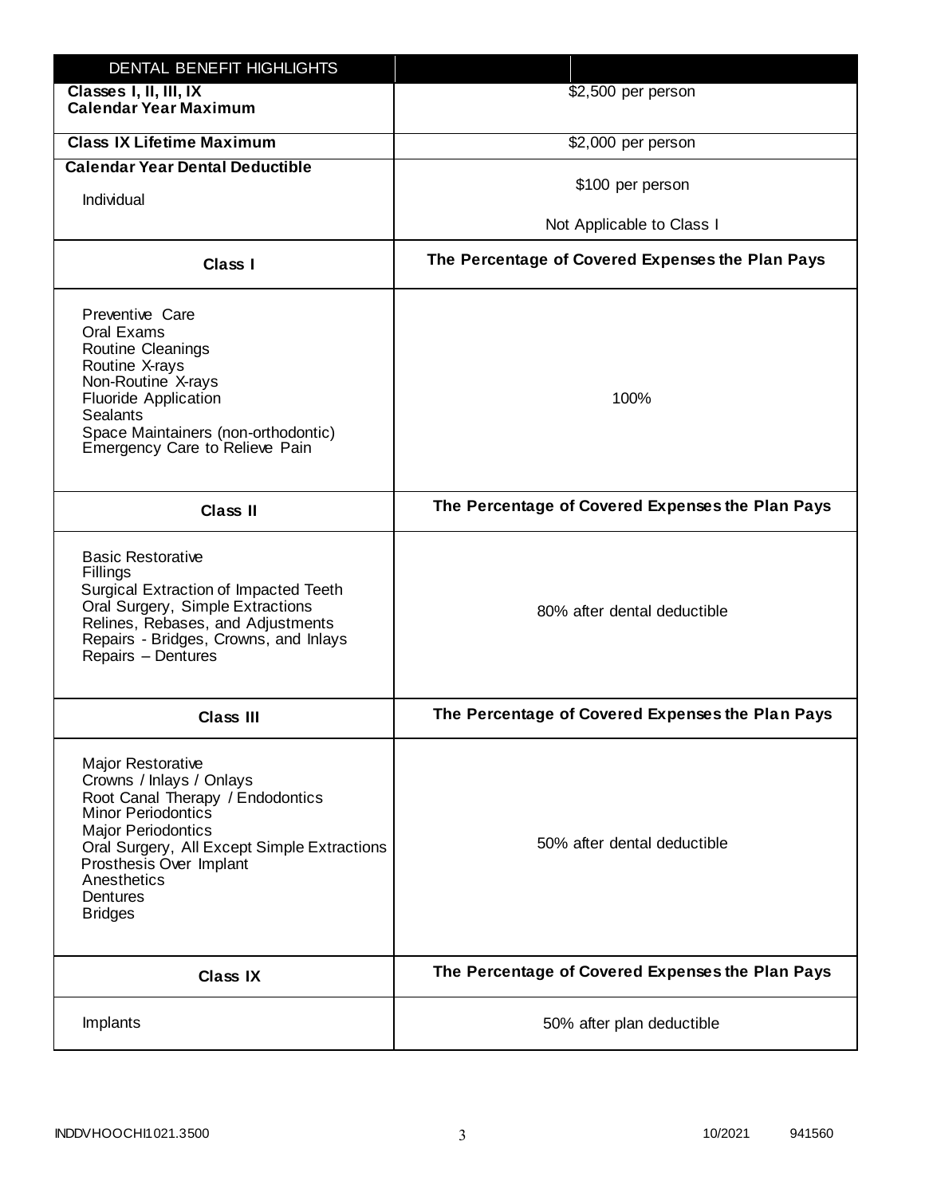| DENTAL BENEFIT HIGHLIGHTS | |
|---|---|
| **Classes I, II, III, IX Calendar Year Maximum** | $2,500 per person |
| **Class IX Lifetime Maximum** | $2,000 per person |
| **Calendar Year Dental Deductible**<br>Individual | $100 per person<br>Not Applicable to Class I |
| **Class I** | **The Percentage of Covered Expenses the Plan Pays** |
| Preventive Care<br>Oral Exams<br>Routine Cleanings<br>Routine X-rays<br>Non-Routine X-rays<br>Fluoride Application<br>Sealants<br>Space Maintainers (non-orthodontic)<br>Emergency Care to Relieve Pain | 100% |
| **Class II** | **The Percentage of Covered Expenses the Plan Pays** |
| Basic Restorative<br>Fillings<br>Surgical Extraction of Impacted Teeth<br>Oral Surgery, Simple Extractions<br>Relines, Rebases, and Adjustments<br>Repairs - Bridges, Crowns, and Inlays<br>Repairs – Dentures | 80% after dental deductible |
| **Class III** | **The Percentage of Covered Expenses the Plan Pays** |
| Major Restorative<br>Crowns / Inlays / Onlays<br>Root Canal Therapy / Endodontics<br>Minor Periodontics<br>Major Periodontics<br>Oral Surgery, All Except Simple Extractions<br>Prosthesis Over Implant<br>Anesthetics<br>Dentures<br>Bridges | 50% after dental deductible |
| **Class IX** | **The Percentage of Covered Expenses the Plan Pays** |
| Implants | 50% after plan deductible |

INDDVHOOCHI1021.3500 10/2021 941560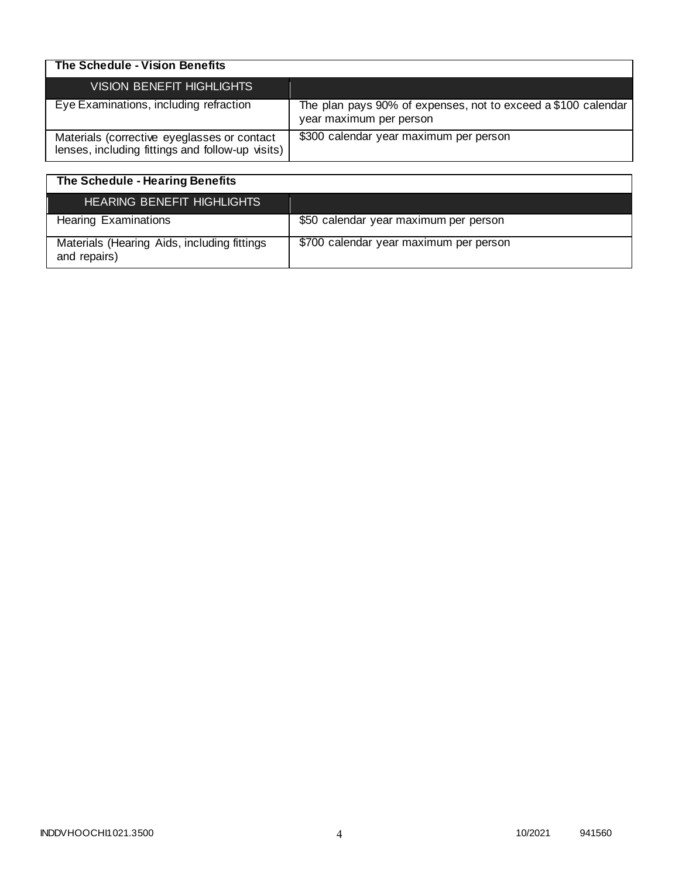## The Schedule - Vision Benefits

| VISION BENEFIT HIGHLIGHTS | |
|---|---|
| Eye Examinations, including refraction | The plan pays 90% of expenses, not to exceed a $100 calendar year maximum per person |
| Materials (corrective eyeglasses or contact lenses, including fittings and follow-up visits) | $300 calendar year maximum per person |

## The Schedule - Hearing Benefits

| HEARING BENEFIT HIGHLIGHTS | |
|---|---|
| Hearing Examinations | $50 calendar year maximum per person |
| Materials (Hearing Aids, including fittings and repairs) | $700 calendar year maximum per person |

INDDVHOOCHI1021.3500 10/2021 941560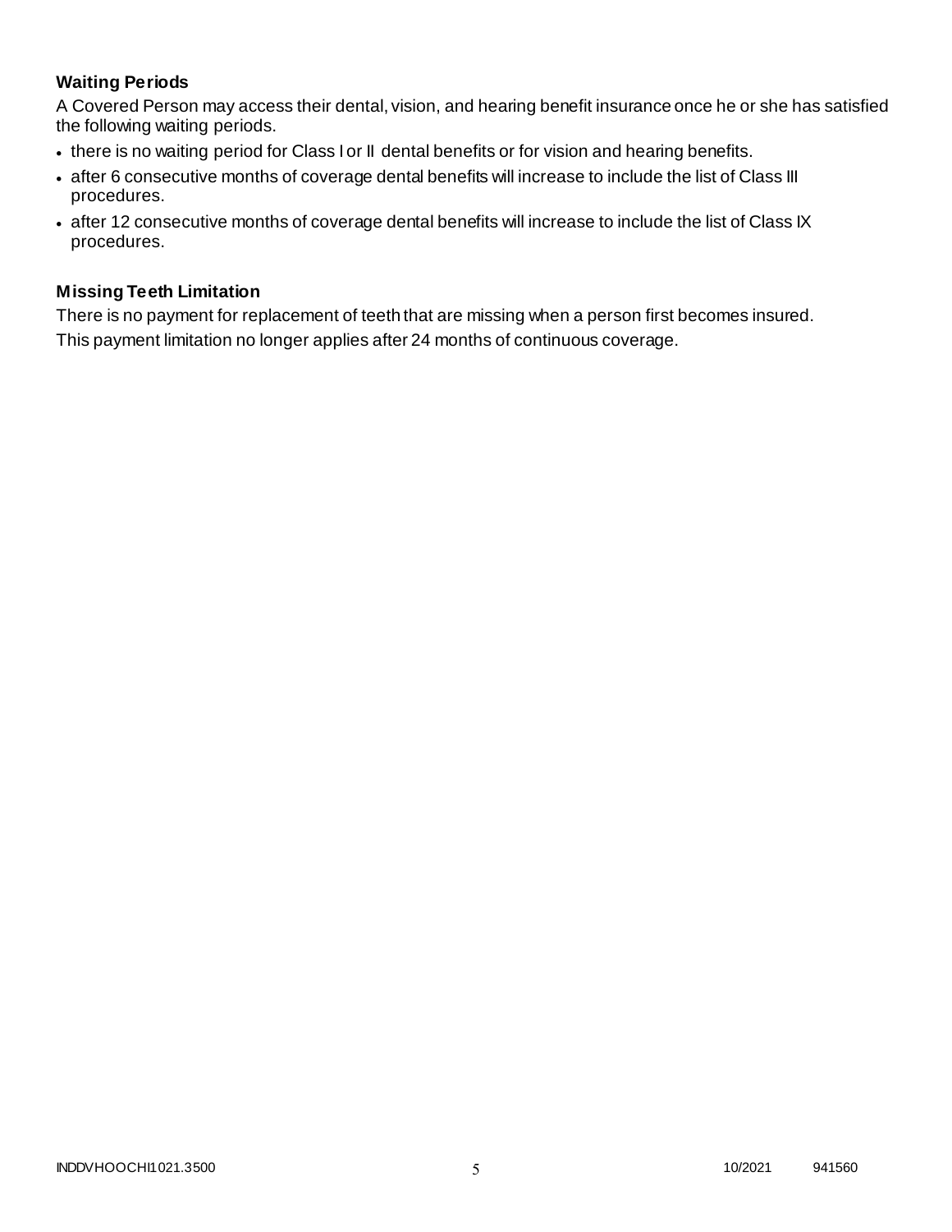### Waiting Periods

A Covered Person may access their dental, vision, and hearing benefit insurance once he or she has satisfied the following waiting periods.

- there is no waiting period for Class I or II dental benefits or for vision and hearing benefits.
- after 6 consecutive months of coverage dental benefits will increase to include the list of Class III procedures.
- after 12 consecutive months of coverage dental benefits will increase to include the list of Class IX procedures.

### Missing Teeth Limitation

There is no payment for replacement of teeth that are missing when a person first becomes insured.

This payment limitation no longer applies after 24 months of continuous coverage.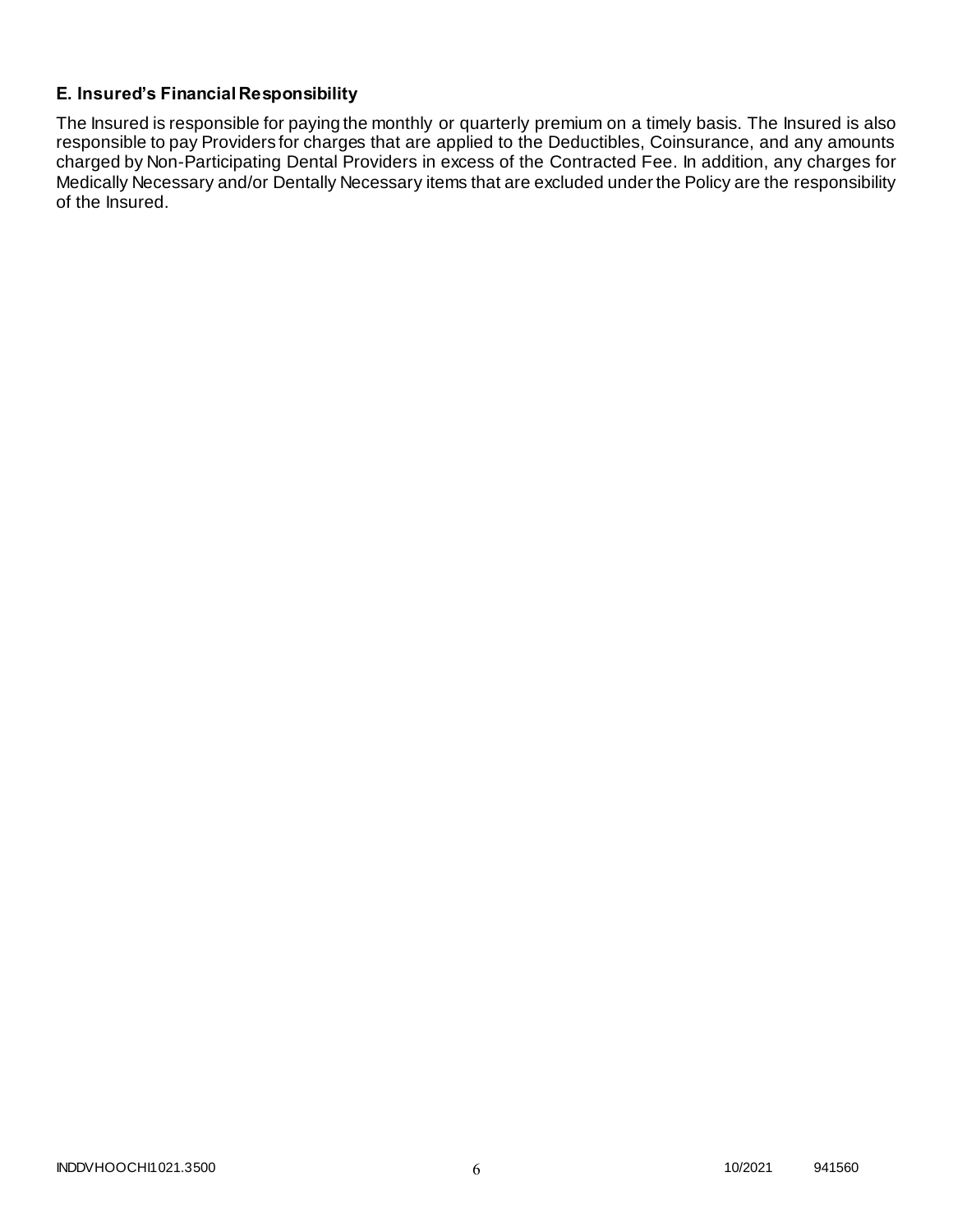### E. Insured's Financial Responsibility

The Insured is responsible for paying the monthly or quarterly premium on a timely basis. The Insured is also responsible to pay Providers for charges that are applied to the Deductibles, Coinsurance, and any amounts charged by Non-Participating Dental Providers in excess of the Contracted Fee. In addition, any charges for Medically Necessary and/or Dentally Necessary items that are excluded under the Policy are the responsibility of the Insured.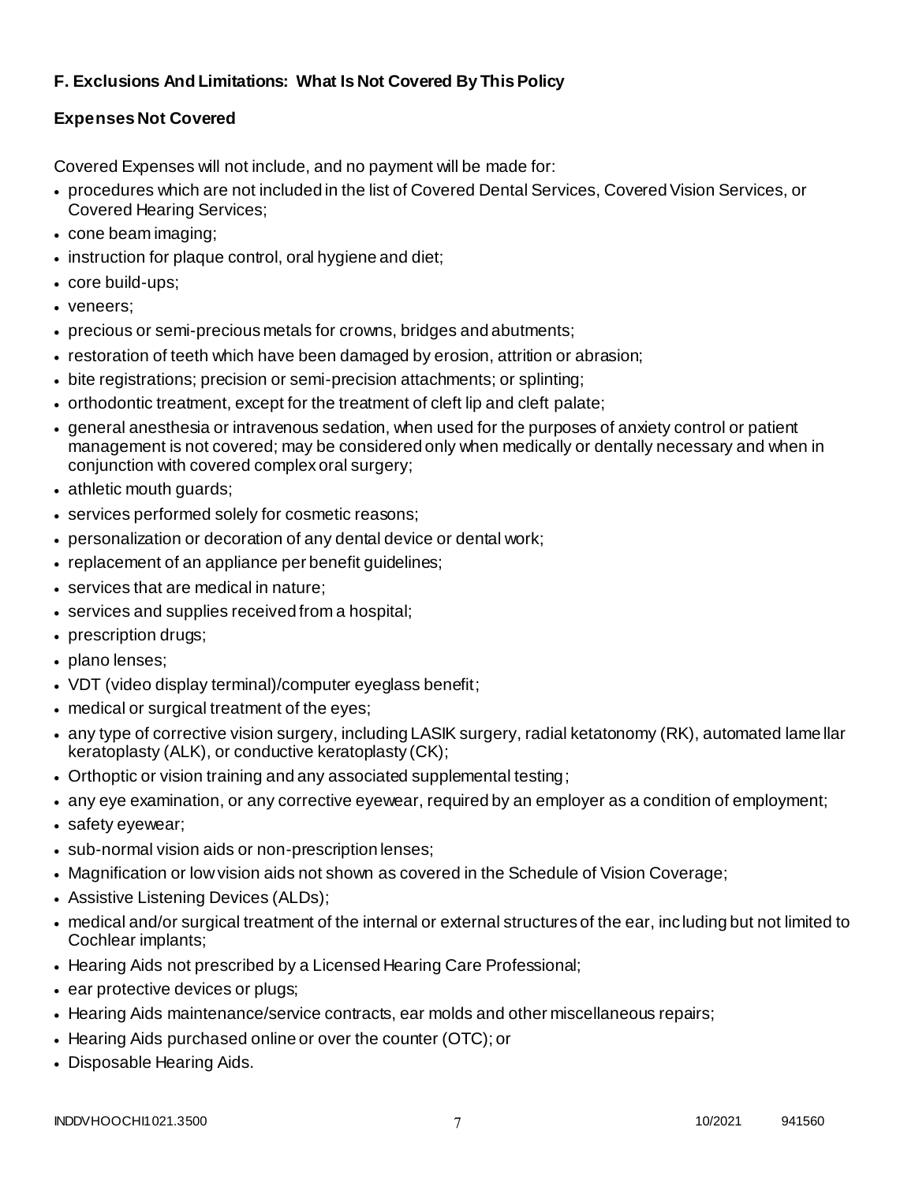## F. Exclusions And Limitations: What Is Not Covered By This Policy

### Expenses Not Covered

Covered Expenses will not include, and no payment will be made for:

- procedures which are not included in the list of Covered Dental Services, Covered Vision Services, or Covered Hearing Services;
- cone beam imaging;
- instruction for plaque control, oral hygiene and diet;
- core build-ups;
- veneers;
- precious or semi-precious metals for crowns, bridges and abutments;
- restoration of teeth which have been damaged by erosion, attrition or abrasion;
- bite registrations; precision or semi-precision attachments; or splinting;
- orthodontic treatment, except for the treatment of cleft lip and cleft palate;
- general anesthesia or intravenous sedation, when used for the purposes of anxiety control or patient management is not covered; may be considered only when medically or dentally necessary and when in conjunction with covered complex oral surgery;
- athletic mouth guards;
- services performed solely for cosmetic reasons;
- personalization or decoration of any dental device or dental work;
- replacement of an appliance per benefit guidelines;
- services that are medical in nature;
- services and supplies received from a hospital;
- prescription drugs;
- plano lenses;
- VDT (video display terminal)/computer eyeglass benefit;
- medical or surgical treatment of the eyes;
- any type of corrective vision surgery, including LASIK surgery, radial ketatonomy (RK), automated lamellar keratoplasty (ALK), or conductive keratoplasty (CK);
- Orthoptic or vision training and any associated supplemental testing;
- any eye examination, or any corrective eyewear, required by an employer as a condition of employment;
- safety eyewear;
- sub-normal vision aids or non-prescription lenses;
- Magnification or low vision aids not shown as covered in the Schedule of Vision Coverage;
- Assistive Listening Devices (ALDs);
- medical and/or surgical treatment of the internal or external structures of the ear, including but not limited to Cochlear implants;
- Hearing Aids not prescribed by a Licensed Hearing Care Professional;
- ear protective devices or plugs;
- Hearing Aids maintenance/service contracts, ear molds and other miscellaneous repairs;
- Hearing Aids purchased online or over the counter (OTC); or
- Disposable Hearing Aids.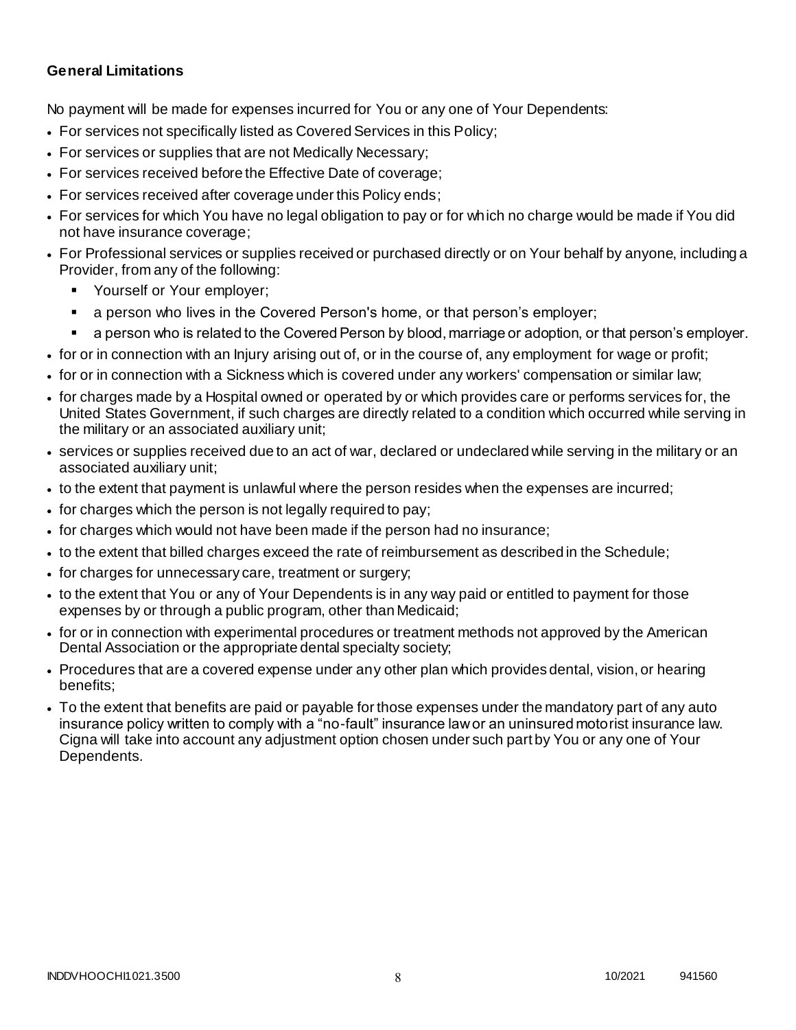**General Limitations**

No payment will be made for expenses incurred for You or any one of Your Dependents:

- For services not specifically listed as Covered Services in this Policy;
- For services or supplies that are not Medically Necessary;
- For services received before the Effective Date of coverage;
- For services received after coverage under this Policy ends;
- For services for which You have no legal obligation to pay or for which no charge would be made if You did not have insurance coverage;
- For Professional services or supplies received or purchased directly or on Your behalf by anyone, including a Provider, from any of the following:
  - Yourself or Your employer;
  - a person who lives in the Covered Person's home, or that person's employer;
  - a person who is related to the Covered Person by blood, marriage or adoption, or that person's employer.
- for or in connection with an Injury arising out of, or in the course of, any employment for wage or profit;
- for or in connection with a Sickness which is covered under any workers' compensation or similar law;
- for charges made by a Hospital owned or operated by or which provides care or performs services for, the United States Government, if such charges are directly related to a condition which occurred while serving in the military or an associated auxiliary unit;
- services or supplies received due to an act of war, declared or undeclared while serving in the military or an associated auxiliary unit;
- to the extent that payment is unlawful where the person resides when the expenses are incurred;
- for charges which the person is not legally required to pay;
- for charges which would not have been made if the person had no insurance;
- to the extent that billed charges exceed the rate of reimbursement as described in the Schedule;
- for charges for unnecessary care, treatment or surgery;
- to the extent that You or any of Your Dependents is in any way paid or entitled to payment for those expenses by or through a public program, other than Medicaid;
- for or in connection with experimental procedures or treatment methods not approved by the American Dental Association or the appropriate dental specialty society;
- Procedures that are a covered expense under any other plan which provides dental, vision, or hearing benefits;
- To the extent that benefits are paid or payable for those expenses under the mandatory part of any auto insurance policy written to comply with a "no-fault" insurance law or an uninsured motorist insurance law. Cigna will take into account any adjustment option chosen under such part by You or any one of Your Dependents.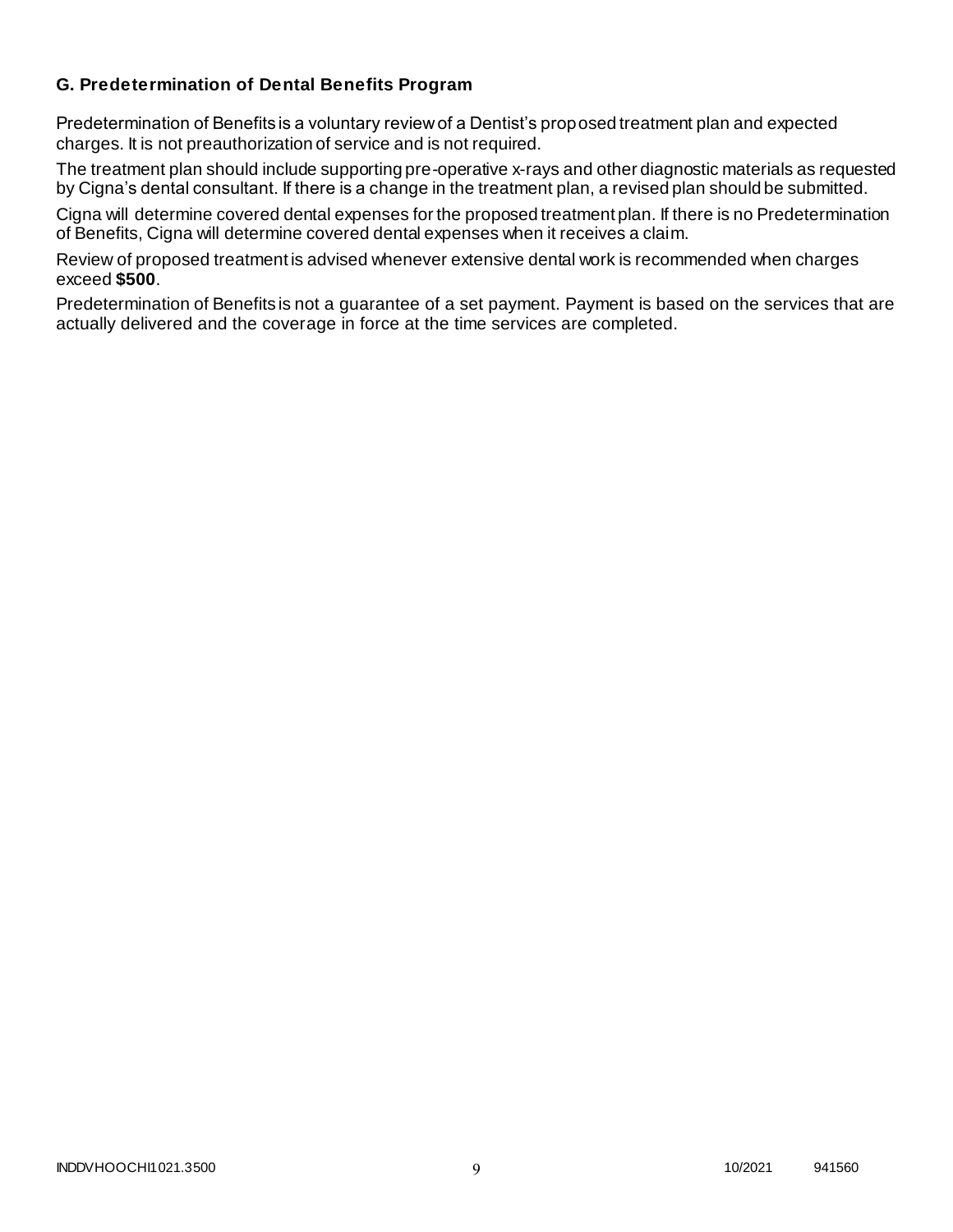### G. Predetermination of Dental Benefits Program

Predetermination of Benefits is a voluntary review of a Dentist's proposed treatment plan and expected charges. It is not preauthorization of service and is not required.

The treatment plan should include supporting pre-operative x-rays and other diagnostic materials as requested by Cigna's dental consultant. If there is a change in the treatment plan, a revised plan should be submitted.

Cigna will determine covered dental expenses for the proposed treatment plan. If there is no Predetermination of Benefits, Cigna will determine covered dental expenses when it receives a claim.

Review of proposed treatment is advised whenever extensive dental work is recommended when charges exceed **$500**.

Predetermination of Benefits is not a guarantee of a set payment. Payment is based on the services that are actually delivered and the coverage in force at the time services are completed.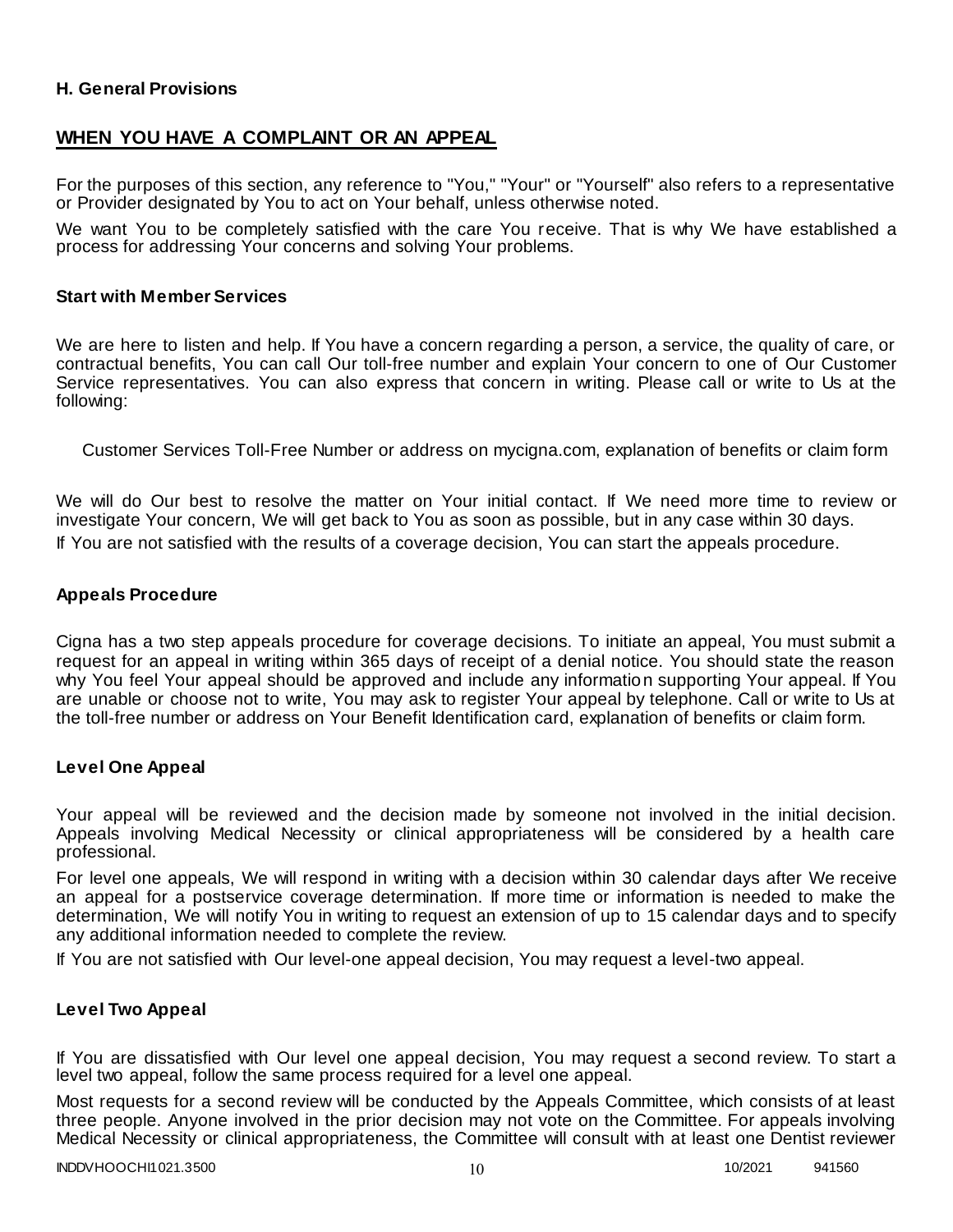**H. General Provisions**

## WHEN YOU HAVE A COMPLAINT OR AN APPEAL

For the purposes of this section, any reference to "You," "Your" or "Yourself" also refers to a representative or Provider designated by You to act on Your behalf, unless otherwise noted.

We want You to be completely satisfied with the care You receive. That is why We have established a process for addressing Your concerns and solving Your problems.

### Start with Member Services

We are here to listen and help. If You have a concern regarding a person, a service, the quality of care, or contractual benefits, You can call Our toll-free number and explain Your concern to one of Our Customer Service representatives. You can also express that concern in writing. Please call or write to Us at the following:

Customer Services Toll-Free Number or address on mycigna.com, explanation of benefits or claim form

We will do Our best to resolve the matter on Your initial contact. If We need more time to review or investigate Your concern, We will get back to You as soon as possible, but in any case within 30 days.

If You are not satisfied with the results of a coverage decision, You can start the appeals procedure.

### Appeals Procedure

Cigna has a two step appeals procedure for coverage decisions. To initiate an appeal, You must submit a request for an appeal in writing within 365 days of receipt of a denial notice. You should state the reason why You feel Your appeal should be approved and include any information supporting Your appeal. If You are unable or choose not to write, You may ask to register Your appeal by telephone. Call or write to Us at the toll-free number or address on Your Benefit Identification card, explanation of benefits or claim form.

### Level One Appeal

Your appeal will be reviewed and the decision made by someone not involved in the initial decision. Appeals involving Medical Necessity or clinical appropriateness will be considered by a health care professional.

For level one appeals, We will respond in writing with a decision within 30 calendar days after We receive an appeal for a postservice coverage determination. If more time or information is needed to make the determination, We will notify You in writing to request an extension of up to 15 calendar days and to specify any additional information needed to complete the review.

If You are not satisfied with Our level-one appeal decision, You may request a level-two appeal.

### Level Two Appeal

If You are dissatisfied with Our level one appeal decision, You may request a second review. To start a level two appeal, follow the same process required for a level one appeal.

Most requests for a second review will be conducted by the Appeals Committee, which consists of at least three people. Anyone involved in the prior decision may not vote on the Committee. For appeals involving Medical Necessity or clinical appropriateness, the Committee will consult with at least one Dentist reviewer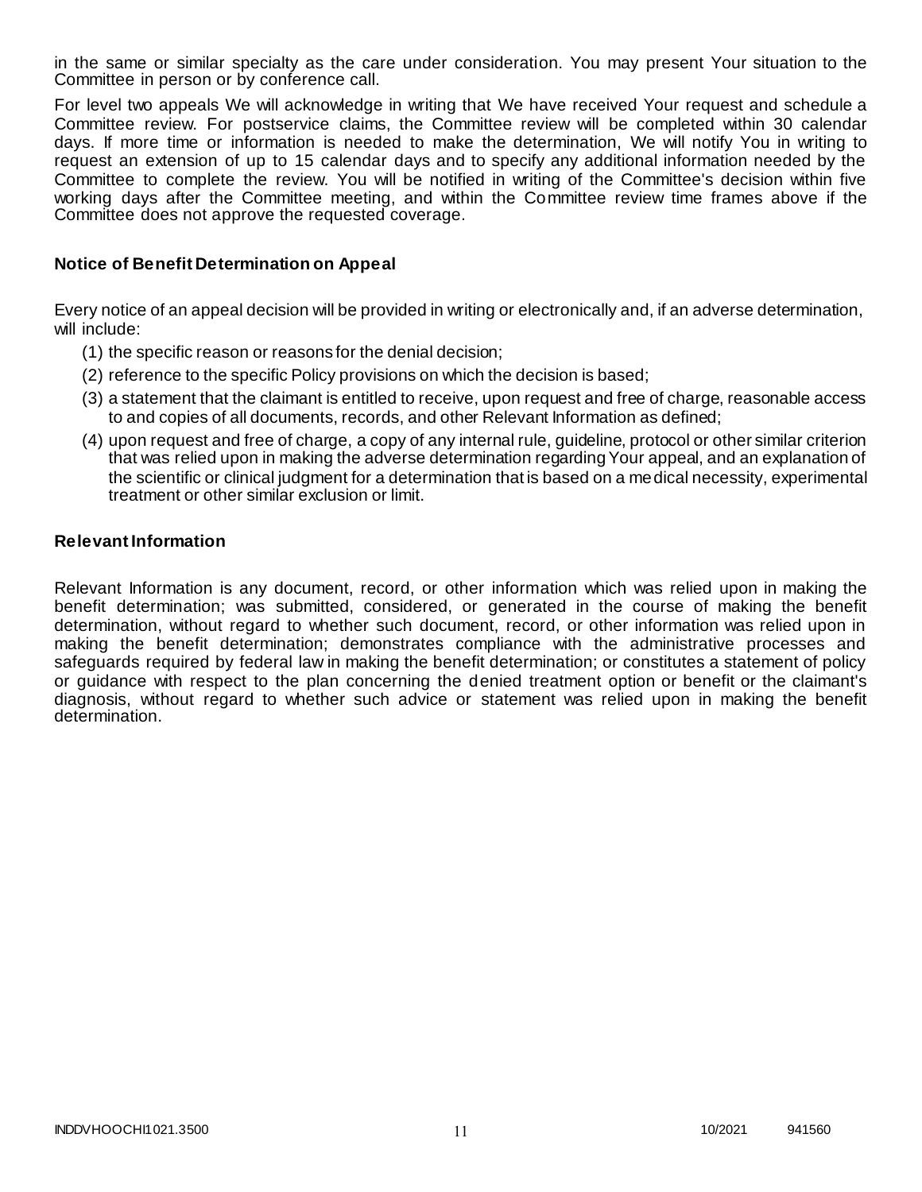in the same or similar specialty as the care under consideration. You may present Your situation to the Committee in person or by conference call.

For level two appeals We will acknowledge in writing that We have received Your request and schedule a Committee review. For postservice claims, the Committee review will be completed within 30 calendar days. If more time or information is needed to make the determination, We will notify You in writing to request an extension of up to 15 calendar days and to specify any additional information needed by the Committee to complete the review. You will be notified in writing of the Committee's decision within five working days after the Committee meeting, and within the Committee review time frames above if the Committee does not approve the requested coverage.

### Notice of Benefit Determination on Appeal

Every notice of an appeal decision will be provided in writing or electronically and, if an adverse determination, will include:

(1) the specific reason or reasons for the denial decision;

(2) reference to the specific Policy provisions on which the decision is based;

(3) a statement that the claimant is entitled to receive, upon request and free of charge, reasonable access to and copies of all documents, records, and other Relevant Information as defined;

(4) upon request and free of charge, a copy of any internal rule, guideline, protocol or other similar criterion that was relied upon in making the adverse determination regarding Your appeal, and an explanation of the scientific or clinical judgment for a determination that is based on a medical necessity, experimental treatment or other similar exclusion or limit.

### Relevant Information

Relevant Information is any document, record, or other information which was relied upon in making the benefit determination; was submitted, considered, or generated in the course of making the benefit determination, without regard to whether such document, record, or other information was relied upon in making the benefit determination; demonstrates compliance with the administrative processes and safeguards required by federal law in making the benefit determination; or constitutes a statement of policy or guidance with respect to the plan concerning the denied treatment option or benefit or the claimant's diagnosis, without regard to whether such advice or statement was relied upon in making the benefit determination.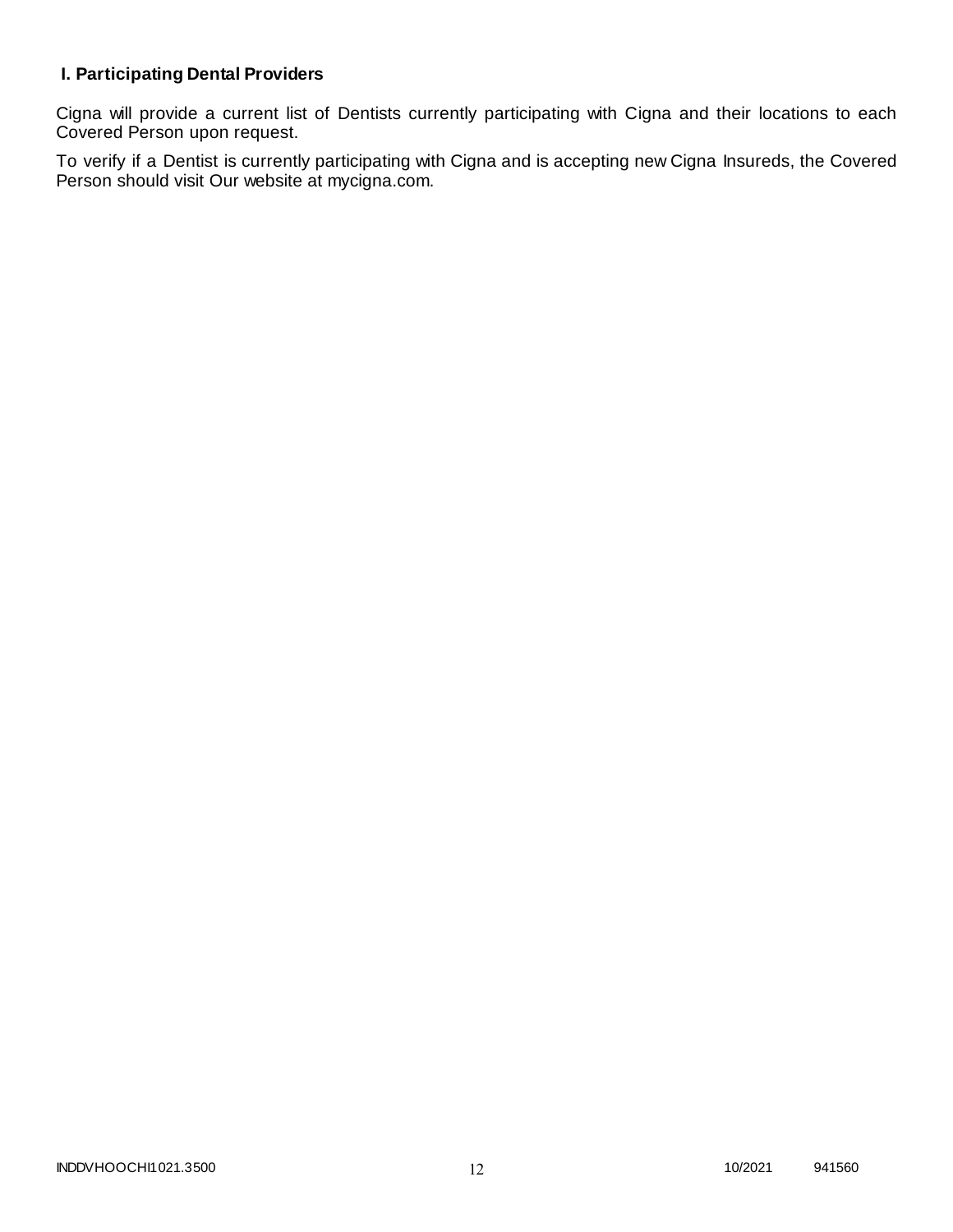### I. Participating Dental Providers

Cigna will provide a current list of Dentists currently participating with Cigna and their locations to each Covered Person upon request.

To verify if a Dentist is currently participating with Cigna and is accepting new Cigna Insureds, the Covered Person should visit Our website at mycigna.com.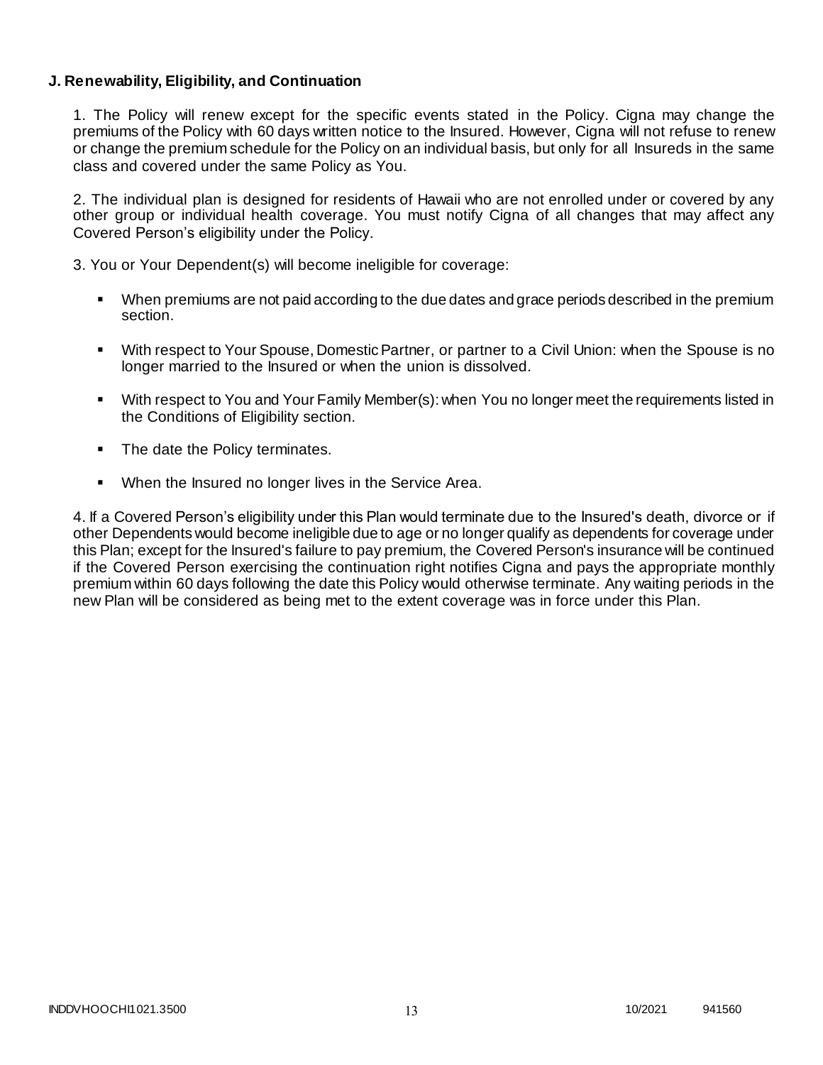**J. Renewability, Eligibility, and Continuation**

1. The Policy will renew except for the specific events stated in the Policy. Cigna may change the premiums of the Policy with 60 days written notice to the Insured. However, Cigna will not refuse to renew or change the premium schedule for the Policy on an individual basis, but only for all Insureds in the same class and covered under the same Policy as You.

2. The individual plan is designed for residents of Hawaii who are not enrolled under or covered by any other group or individual health coverage. You must notify Cigna of all changes that may affect any Covered Person's eligibility under the Policy.

3. You or Your Dependent(s) will become ineligible for coverage:

- When premiums are not paid according to the due dates and grace periods described in the premium section.
- With respect to Your Spouse, Domestic Partner, or partner to a Civil Union: when the Spouse is no longer married to the Insured or when the union is dissolved.
- With respect to You and Your Family Member(s): when You no longer meet the requirements listed in the Conditions of Eligibility section.
- The date the Policy terminates.
- When the Insured no longer lives in the Service Area.

4. If a Covered Person's eligibility under this Plan would terminate due to the Insured's death, divorce or if other Dependents would become ineligible due to age or no longer qualify as dependents for coverage under this Plan; except for the Insured's failure to pay premium, the Covered Person's insurance will be continued if the Covered Person exercising the continuation right notifies Cigna and pays the appropriate monthly premium within 60 days following the date this Policy would otherwise terminate. Any waiting periods in the new Plan will be considered as being met to the extent coverage was in force under this Plan.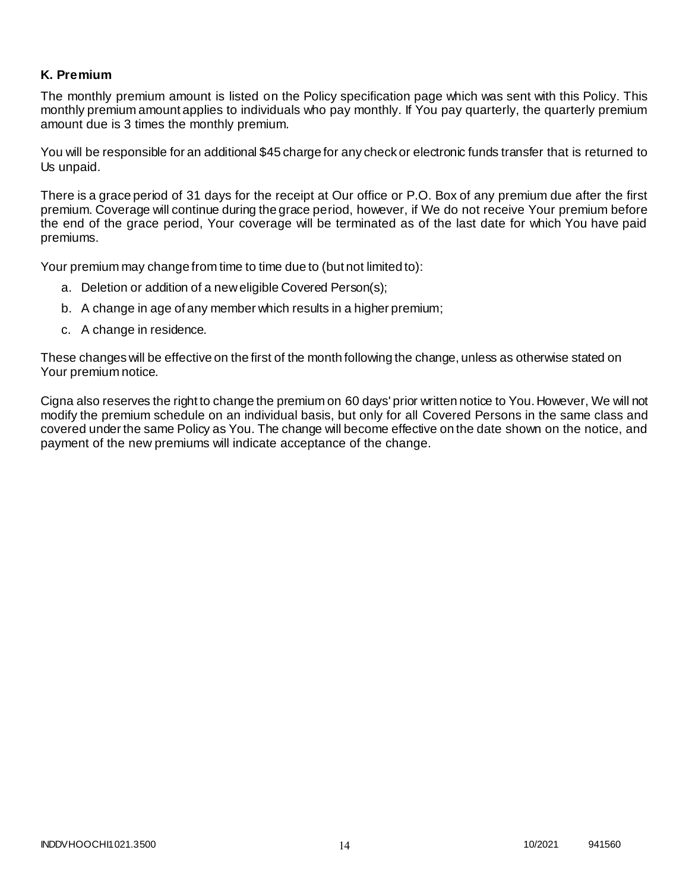### K. Premium

The monthly premium amount is listed on the Policy specification page which was sent with this Policy. This monthly premium amount applies to individuals who pay monthly. If You pay quarterly, the quarterly premium amount due is 3 times the monthly premium.

You will be responsible for an additional $45 charge for any check or electronic funds transfer that is returned to Us unpaid.

There is a grace period of 31 days for the receipt at Our office or P.O. Box of any premium due after the first premium. Coverage will continue during the grace period, however, if We do not receive Your premium before the end of the grace period, Your coverage will be terminated as of the last date for which You have paid premiums.

Your premium may change from time to time due to (but not limited to):

a. Deletion or addition of a new eligible Covered Person(s);
b. A change in age of any member which results in a higher premium;
c. A change in residence.

These changes will be effective on the first of the month following the change, unless as otherwise stated on Your premium notice.

Cigna also reserves the right to change the premium on 60 days' prior written notice to You. However, We will not modify the premium schedule on an individual basis, but only for all Covered Persons in the same class and covered under the same Policy as You. The change will become effective on the date shown on the notice, and payment of the new premiums will indicate acceptance of the change.